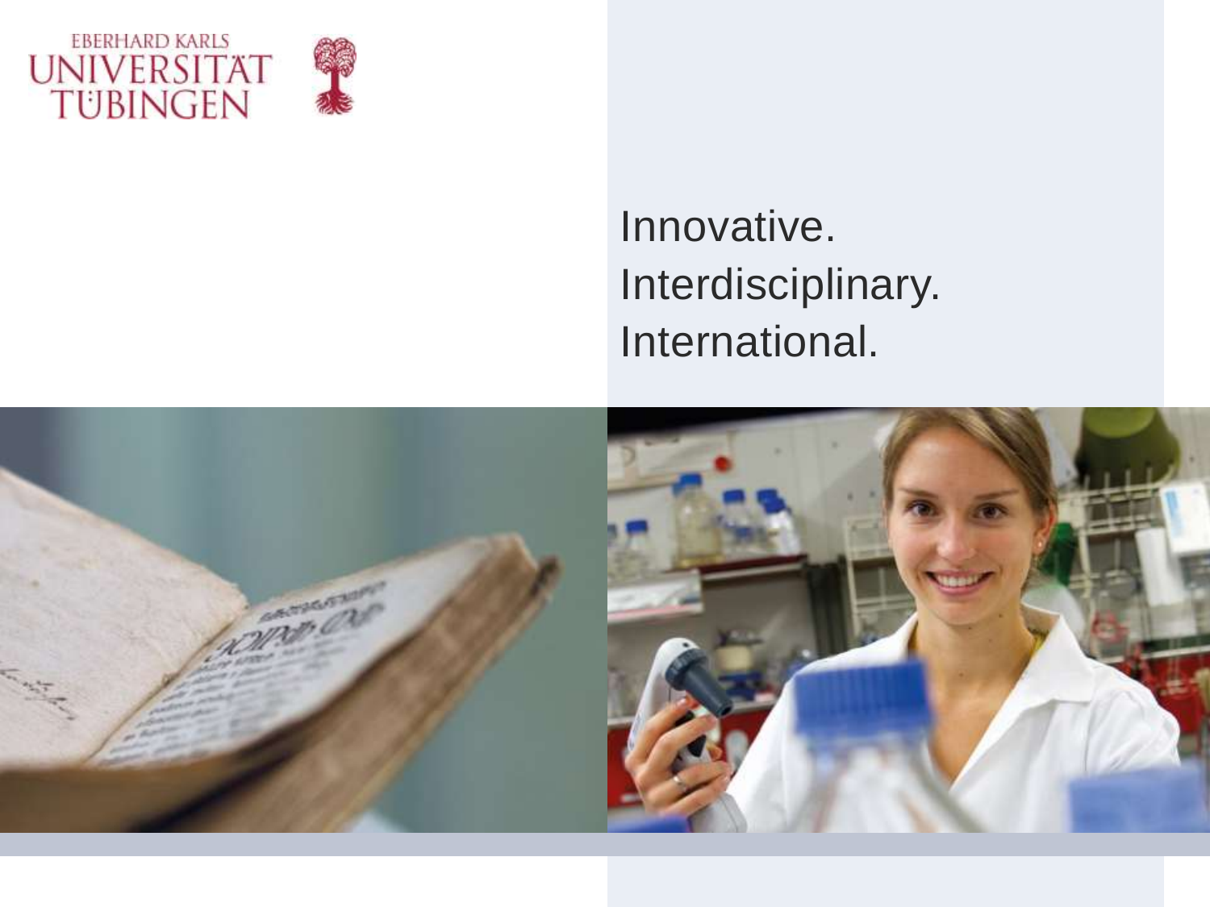EBERHARD KARLS UNIVERSITÄT TÜBINGEN

Innovative.
Interdisciplinary.
International.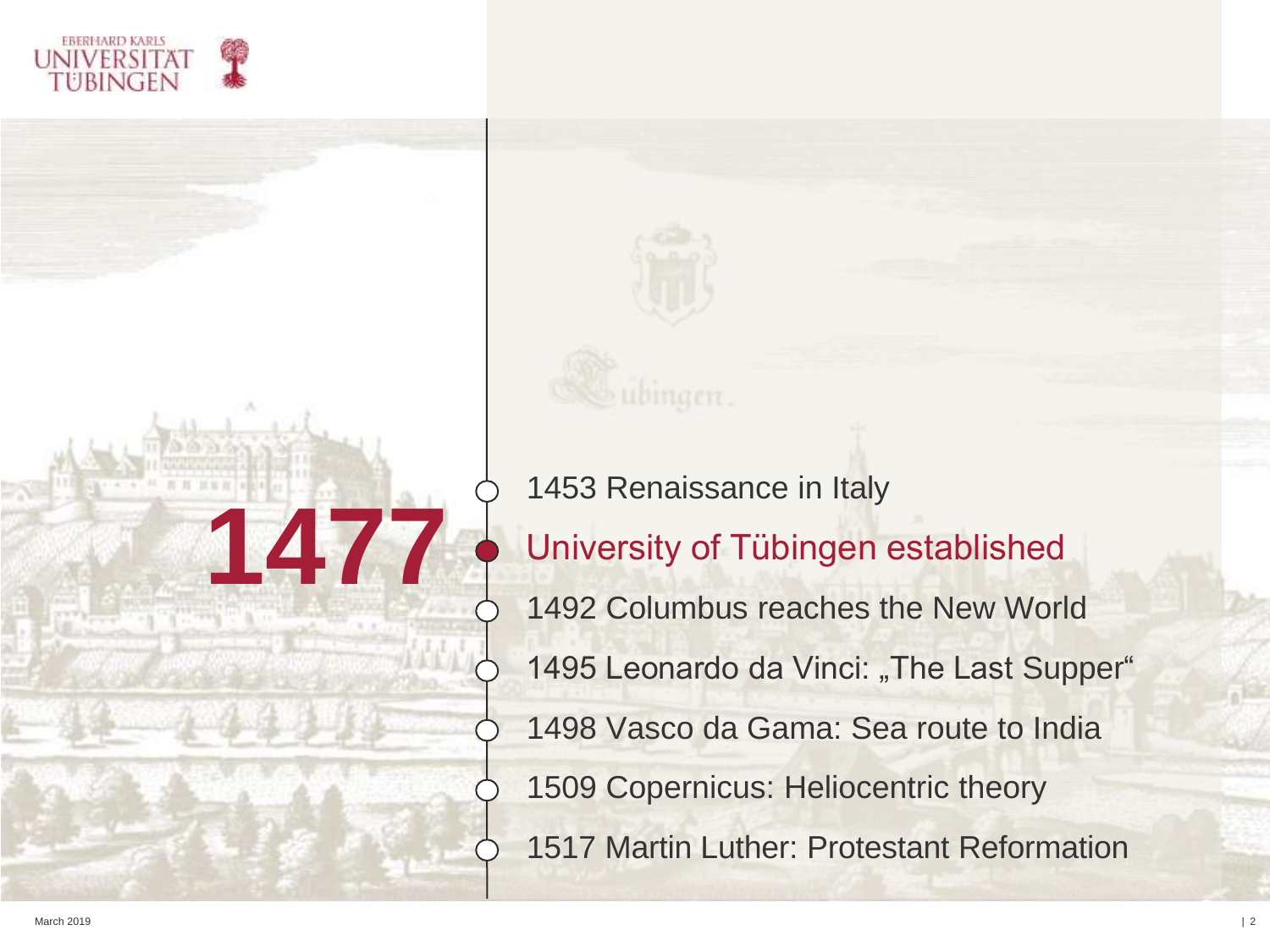# 1477

- 1453 Renaissance in Italy
- **University of Tübingen established**
- 1492 Columbus reaches the New World
- 1495 Leonardo da Vinci: „The Last Supper“
- 1498 Vasco da Gama: Sea route to India
- 1509 Copernicus: Heliocentric theory
- 1517 Martin Luther: Protestant Reformation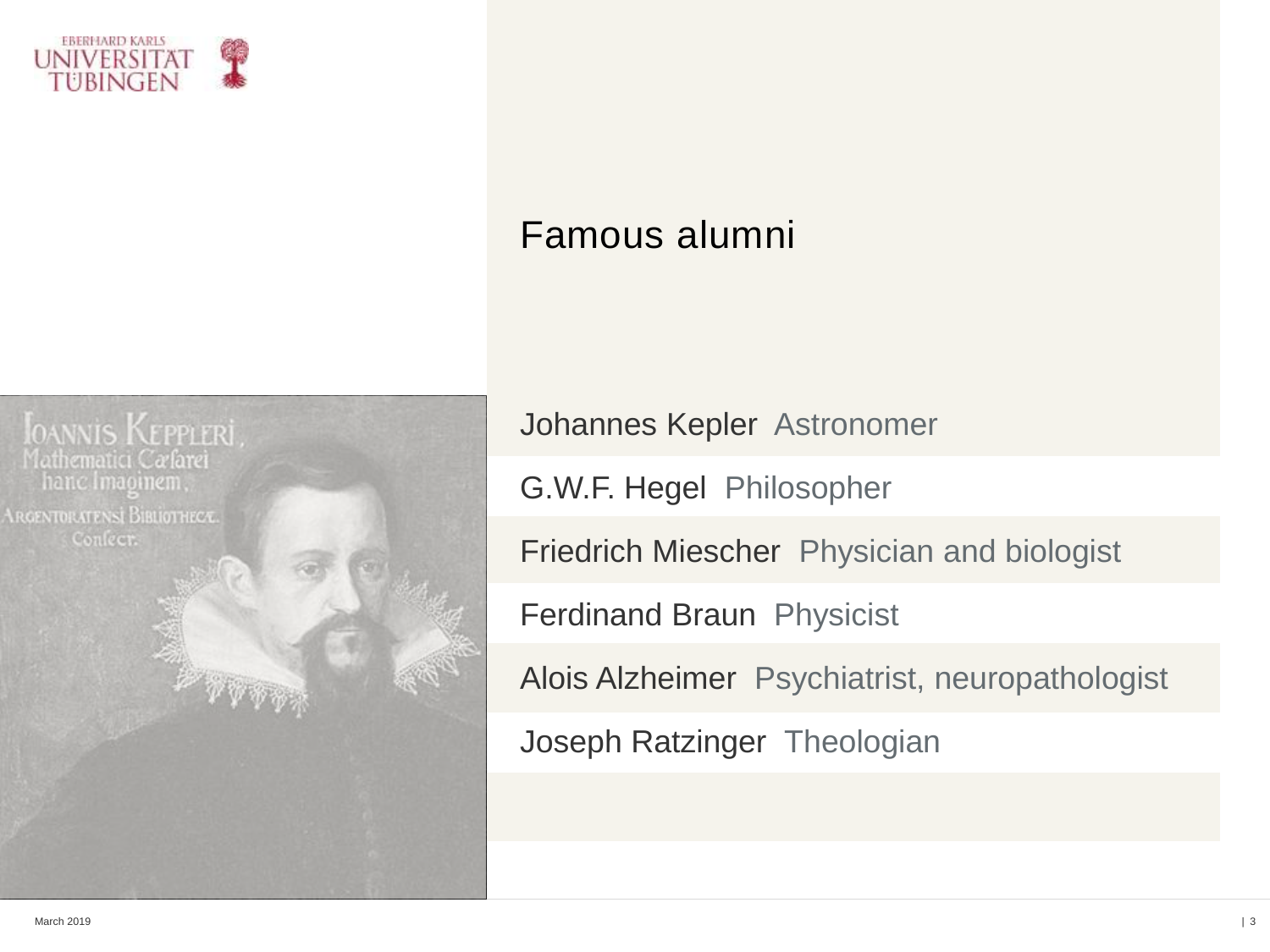# Famous alumni

- Johannes Kepler  Astronomer
- G.W.F. Hegel  Philosopher
- Friedrich Miescher  Physician and biologist
- Ferdinand Braun  Physicist
- Alois Alzheimer  Psychiatrist, neuropathologist
- Joseph Ratzinger  Theologian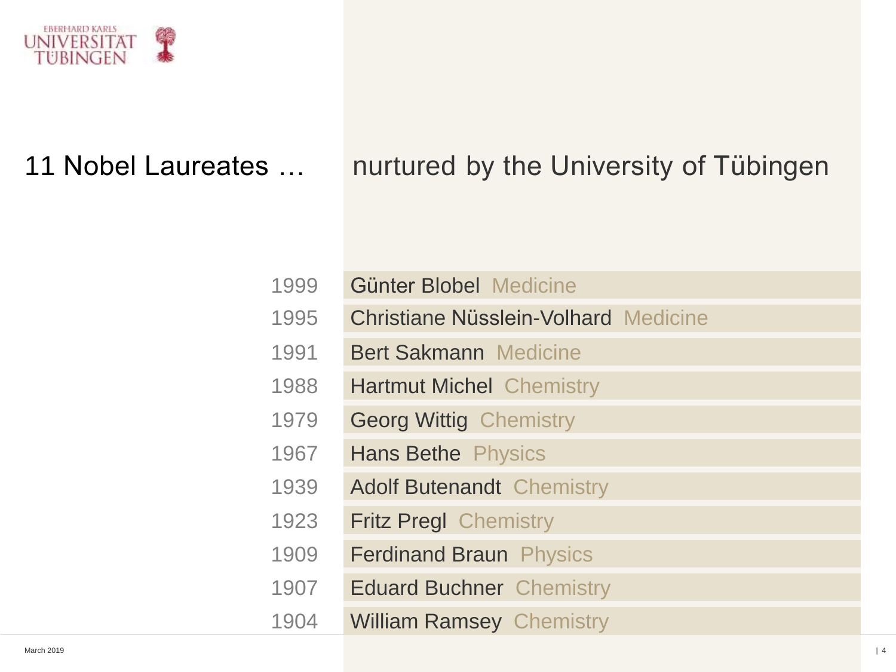# 11 Nobel Laureates … nurtured by the University of Tübingen

| Year | Laureate | Field |
|---|---|---|
| 1999 | Günter Blobel | Medicine |
| 1995 | Christiane Nüsslein-Volhard | Medicine |
| 1991 | Bert Sakmann | Medicine |
| 1988 | Hartmut Michel | Chemistry |
| 1979 | Georg Wittig | Chemistry |
| 1967 | Hans Bethe | Physics |
| 1939 | Adolf Butenandt | Chemistry |
| 1923 | Fritz Pregl | Chemistry |
| 1909 | Ferdinand Braun | Physics |
| 1907 | Eduard Buchner | Chemistry |
| 1904 | William Ramsey | Chemistry |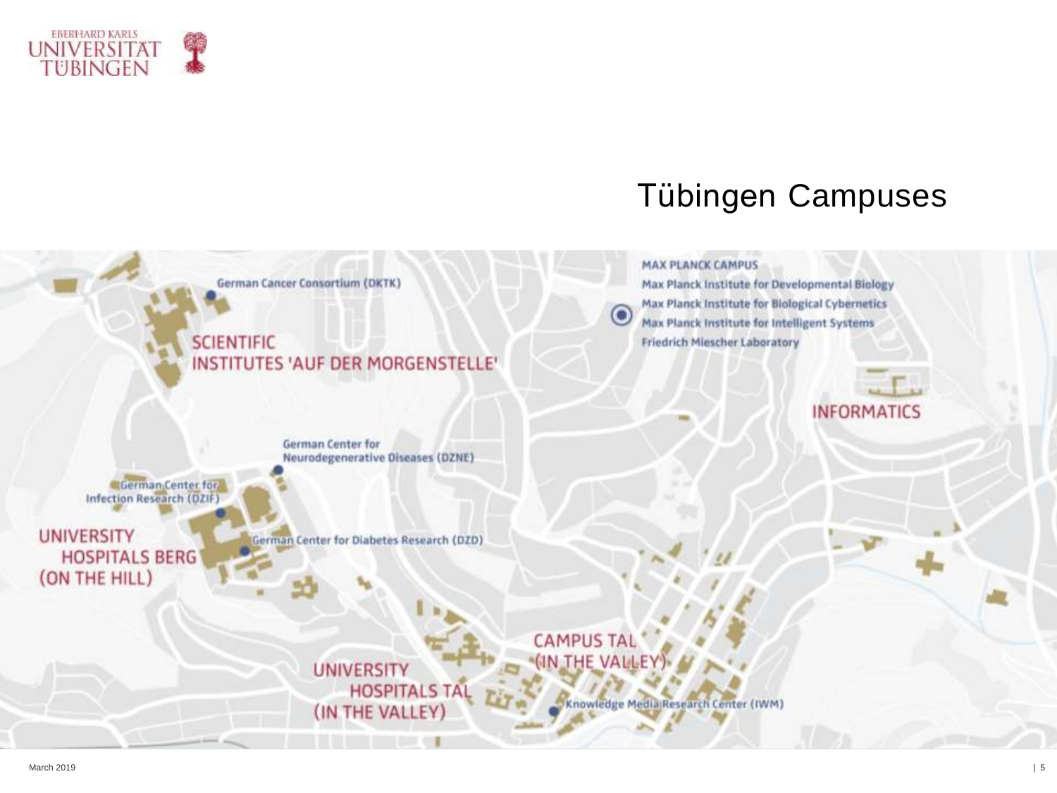# Tübingen Campuses

MAX PLANCK CAMPUS

- Max Planck Institute for Developmental Biology
- Max Planck Institute for Biological Cybernetics
- Max Planck Institute for Intelligent Systems
- Friedrich Miescher Laboratory

German Cancer Consortium (DKTK)

SCIENTIFIC INSTITUTES 'AUF DER MORGENSTELLE'

INFORMATICS

German Center for Neurodegenerative Diseases (DZNE)

German Center for Infection Research (DZIF)

UNIVERSITY HOSPITALS BERG (ON THE HILL)

German Center for Diabetes Research (DZD)

CAMPUS TAL (IN THE VALLEY)

UNIVERSITY HOSPITALS TAL (IN THE VALLEY)

Knowledge Media Research Center (IWM)

March 2019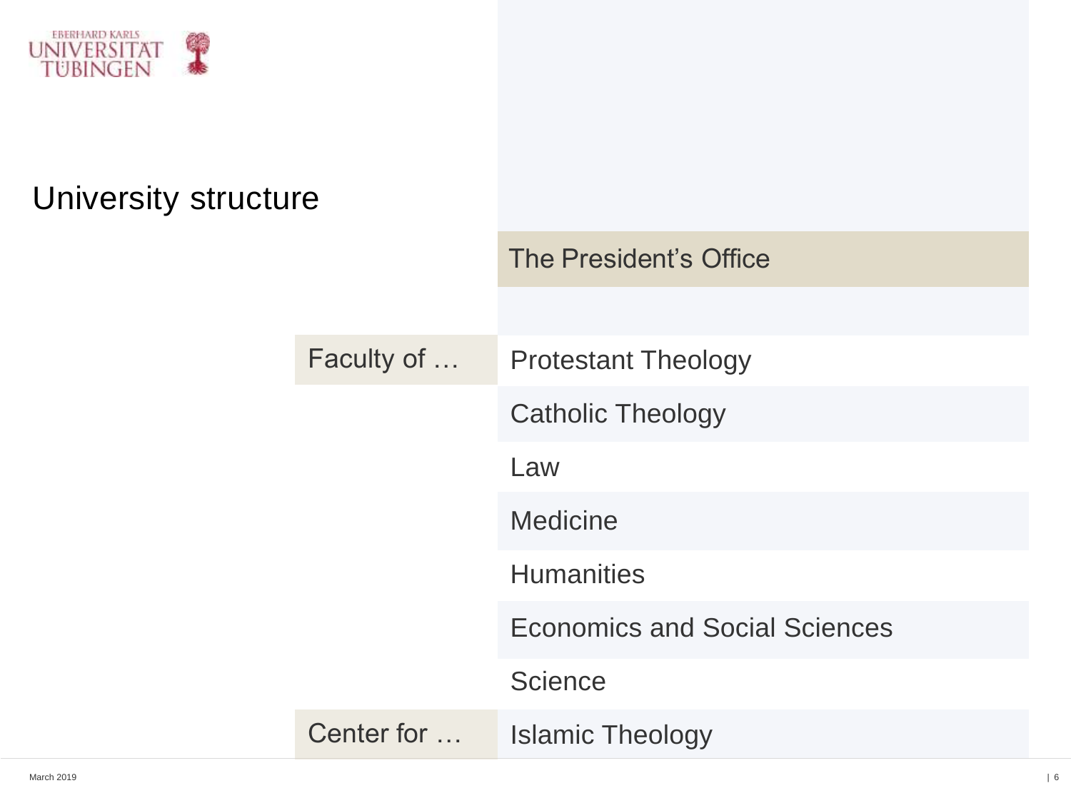# University structure

The President's Office

| | |
| --- | --- |
| Faculty of … | Protestant Theology |
| | Catholic Theology |
| | Law |
| | Medicine |
| | Humanities |
| | Economics and Social Sciences |
| | Science |
| Center for … | Islamic Theology |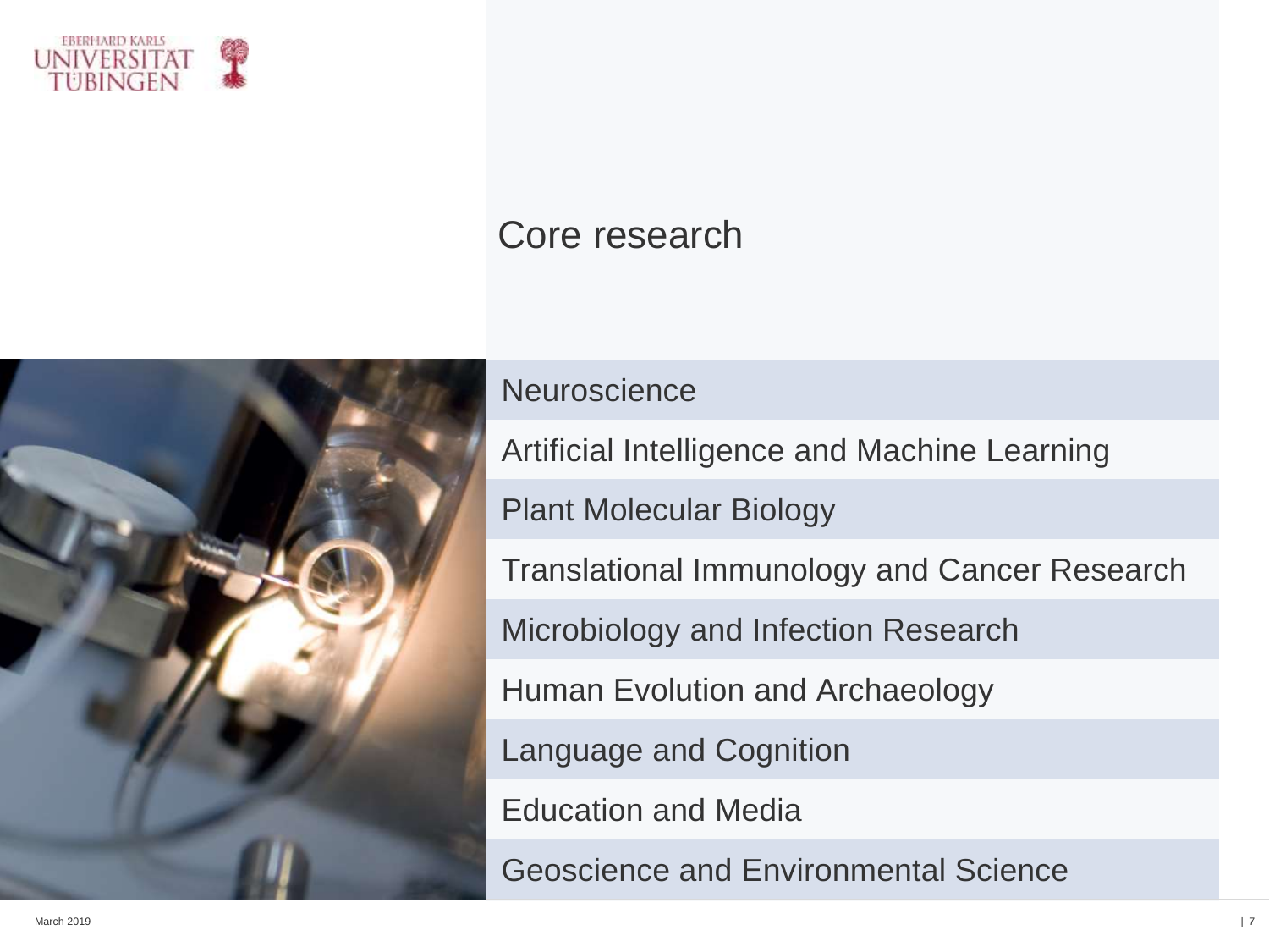# Core research

- Neuroscience
- Artificial Intelligence and Machine Learning
- Plant Molecular Biology
- Translational Immunology and Cancer Research
- Microbiology and Infection Research
- Human Evolution and Archaeology
- Language and Cognition
- Education and Media
- Geoscience and Environmental Science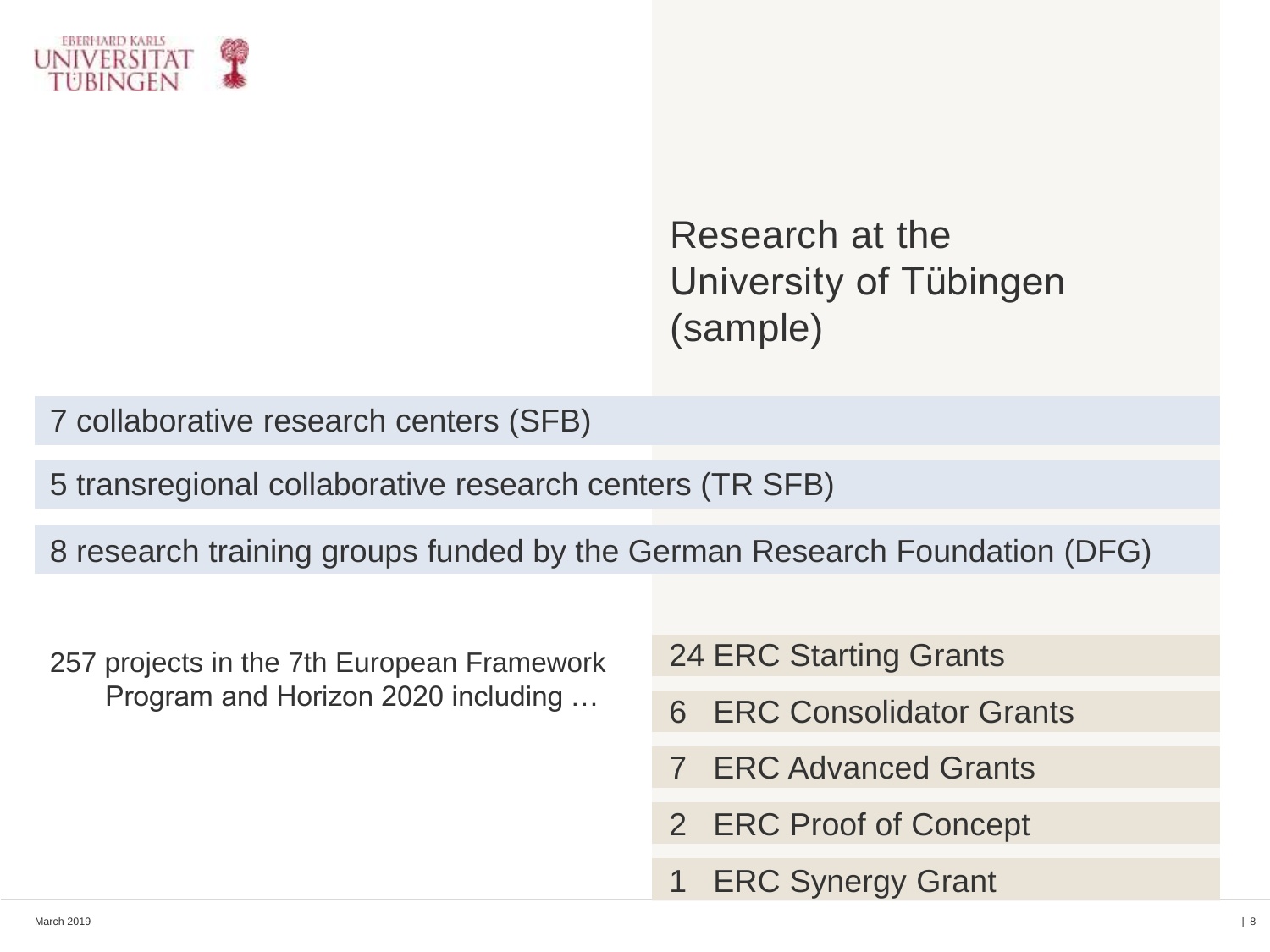# Research at the University of Tübingen (sample)

7 collaborative research centers (SFB)

5 transregional collaborative research centers (TR SFB)

8 research training groups funded by the German Research Foundation (DFG)

257 projects in the 7th European Framework Program and Horizon 2020 including …

- 24 ERC Starting Grants
- 6 ERC Consolidator Grants
- 7 ERC Advanced Grants
- 2 ERC Proof of Concept
- 1 ERC Synergy Grant

March 2019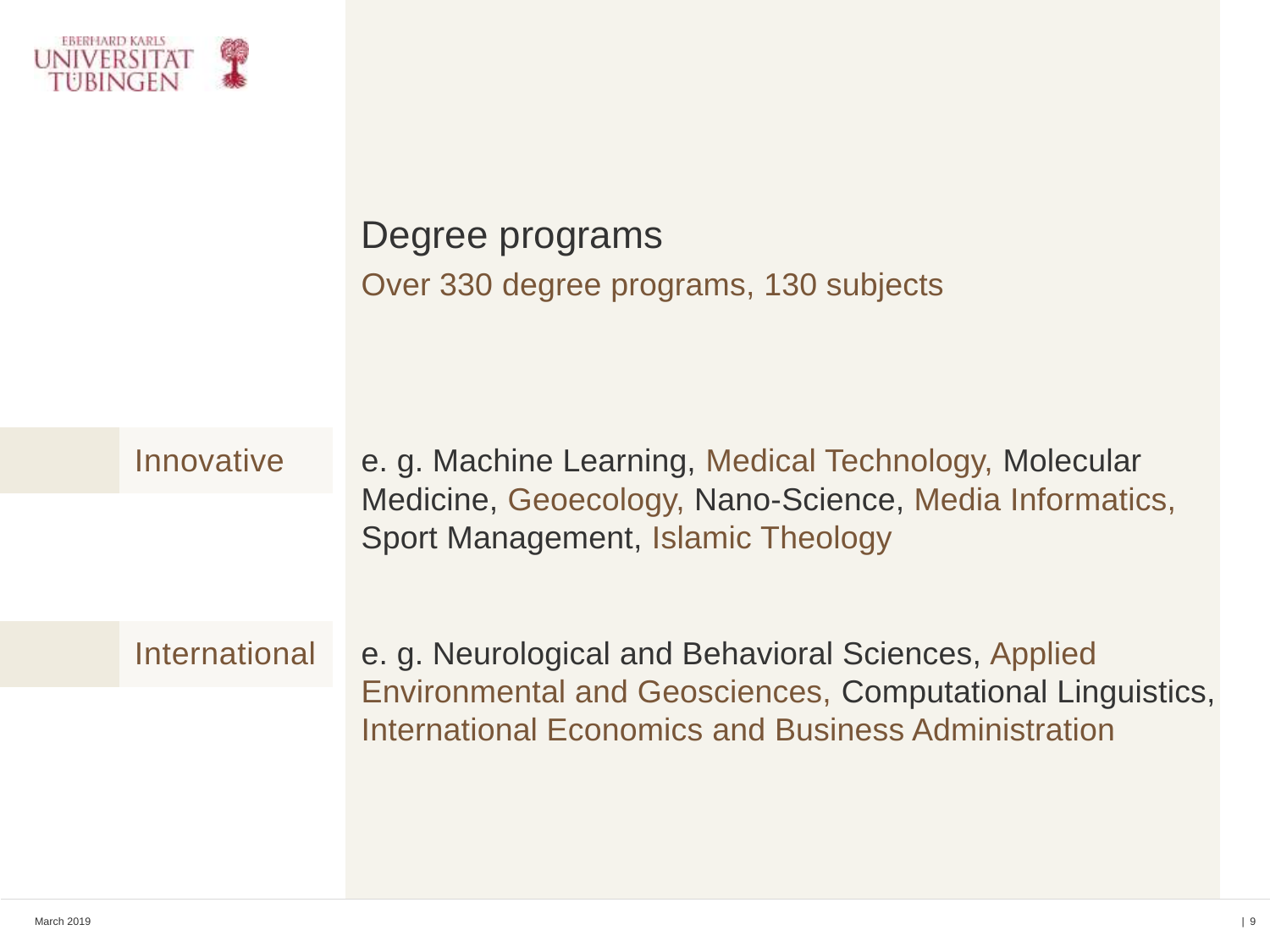# Degree programs

Over 330 degree programs, 130 subjects

**Innovative**

e. g. Machine Learning, Medical Technology, Molecular Medicine, Geoecology, Nano-Science, Media Informatics, Sport Management, Islamic Theology

**International**

e. g. Neurological and Behavioral Sciences, Applied Environmental and Geosciences, Computational Linguistics, International Economics and Business Administration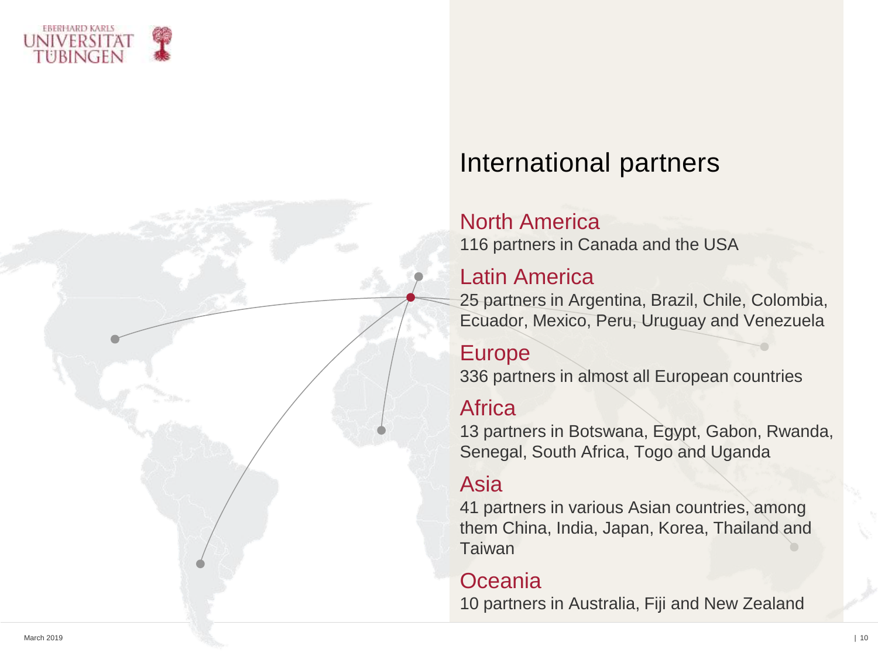# International partners

## North America

116 partners in Canada and the USA

## Latin America

25 partners in Argentina, Brazil, Chile, Colombia, Ecuador, Mexico, Peru, Uruguay and Venezuela

## Europe

336 partners in almost all European countries

## Africa

13 partners in Botswana, Egypt, Gabon, Rwanda, Senegal, South Africa, Togo and Uganda

## Asia

41 partners in various Asian countries, among them China, India, Japan, Korea, Thailand and Taiwan

## Oceania

10 partners in Australia, Fiji and New Zealand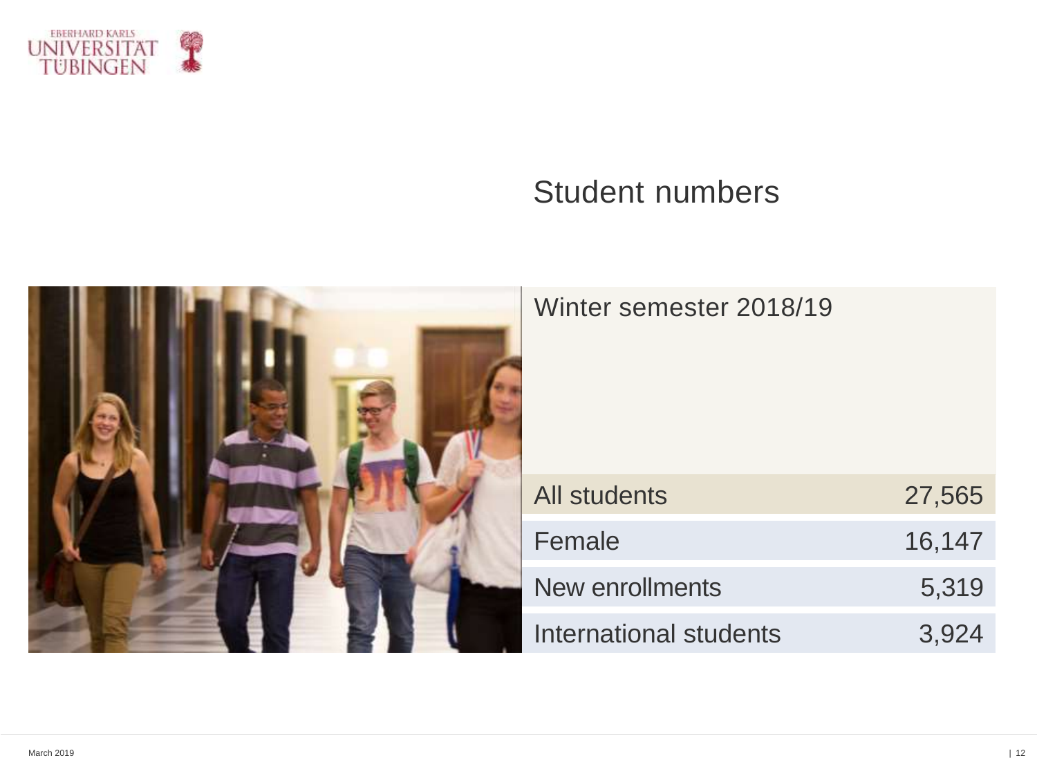# Student numbers

| Winter semester 2018/19 | |
|---|---|
| All students | 27,565 |
| Female | 16,147 |
| New enrollments | 5,319 |
| International students | 3,924 |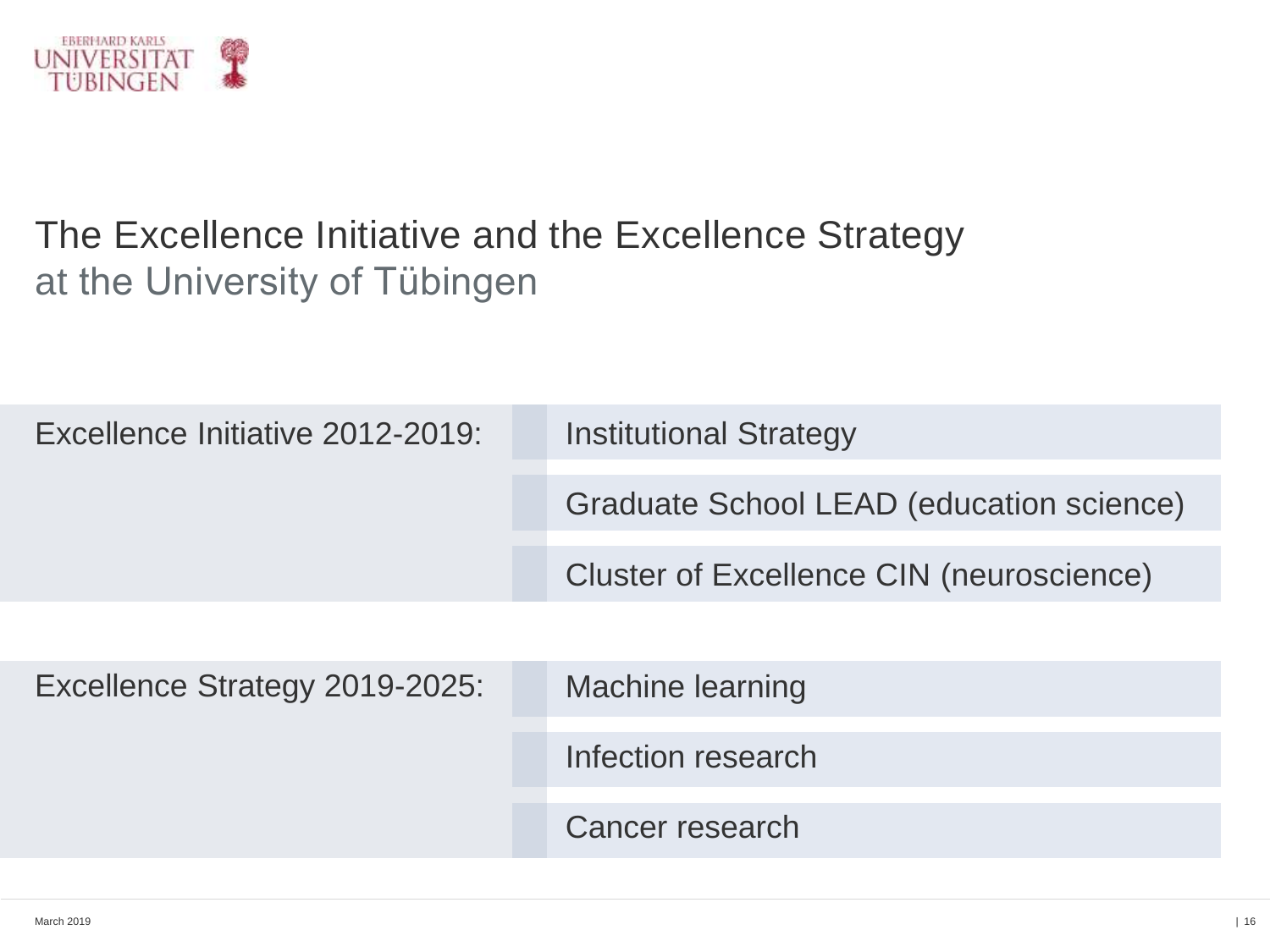# The Excellence Initiative and the Excellence Strategy

## at the University of Tübingen

| | |
|---|---|
| Excellence Initiative 2012-2019: | Institutional Strategy |
| | Graduate School LEAD (education science) |
| | Cluster of Excellence CIN (neuroscience) |
| Excellence Strategy 2019-2025: | Machine learning |
| | Infection research |
| | Cancer research |

March 2019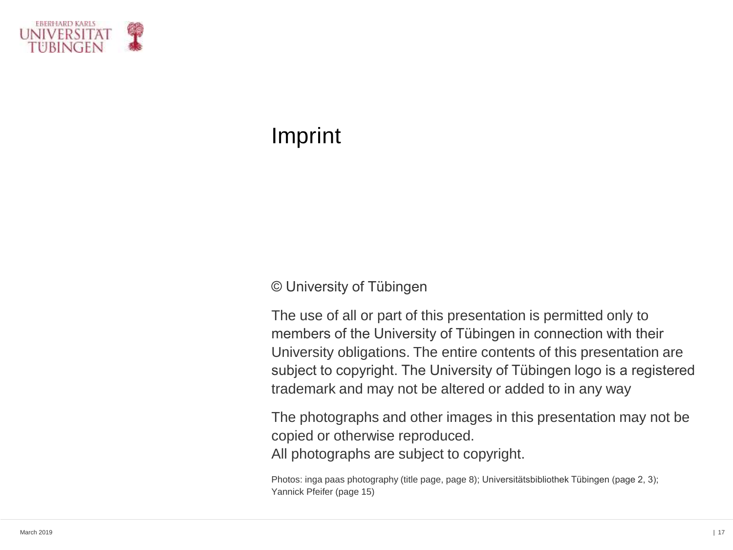# Imprint

© University of Tübingen

The use of all or part of this presentation is permitted only to members of the University of Tübingen in connection with their University obligations. The entire contents of this presentation are subject to copyright. The University of Tübingen logo is a registered trademark and may not be altered or added to in any way

The photographs and other images in this presentation may not be copied or otherwise reproduced.
All photographs are subject to copyright.

Photos: inga paas photography (title page, page 8); Universitätsbibliothek Tübingen (page 2, 3); Yannick Pfeifer (page 15)